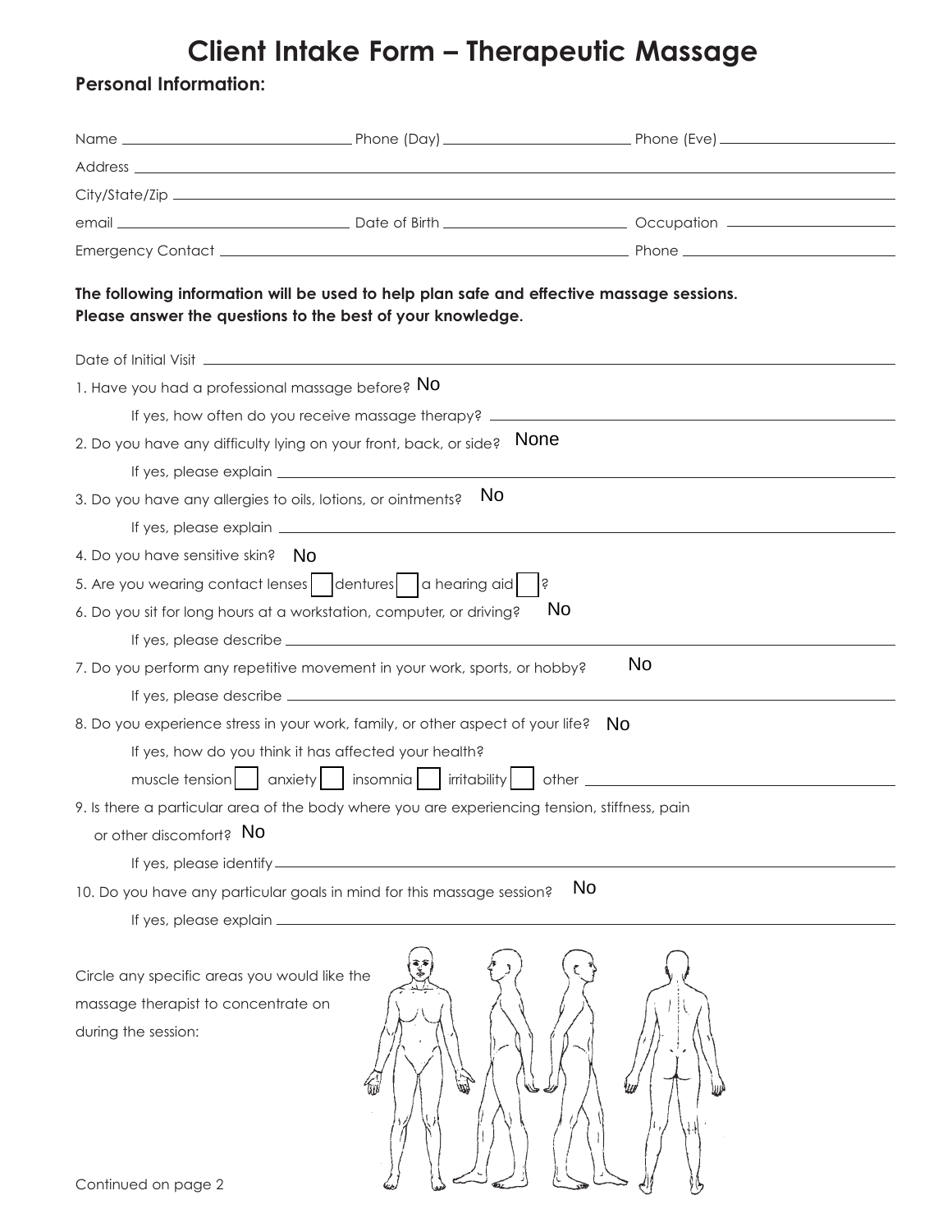# Client Intake Form – Therapeutic Massage

## Personal Information:

Name \_\_\_\_\_\_\_\_\_\_ Phone (Day) \_\_\_\_\_\_\_\_\_\_ Phone (Eve) \_\_\_\_\_\_\_\_\_\_

Address \_\_\_\_\_\_\_\_\_\_

City/State/Zip \_\_\_\_\_\_\_\_\_\_

email \_\_\_\_\_\_\_\_\_\_ Date of Birth \_\_\_\_\_\_\_\_\_\_ Occupation \_\_\_\_\_\_\_\_\_\_

Emergency Contact \_\_\_\_\_\_\_\_\_\_ Phone \_\_\_\_\_\_\_\_\_\_

**The following information will be used to help plan safe and effective massage sessions. Please answer the questions to the best of your knowledge.**

Date of Initial Visit \_\_\_\_\_\_\_\_\_\_

1. Have you had a professional massage before? No
   - If yes, how often do you receive massage therapy? \_\_\_\_\_\_\_\_\_\_
2. Do you have any difficulty lying on your front, back, or side? None
   - If yes, please explain \_\_\_\_\_\_\_\_\_\_
3. Do you have any allergies to oils, lotions, or ointments? No
   - If yes, please explain \_\_\_\_\_\_\_\_\_\_
4. Do you have sensitive skin? No
5. Are you wearing contact lenses ☐ dentures ☐ a hearing aid ☐ ?
6. Do you sit for long hours at a workstation, computer, or driving? No
   - If yes, please describe \_\_\_\_\_\_\_\_\_\_
7. Do you perform any repetitive movement in your work, sports, or hobby? No
   - If yes, please describe \_\_\_\_\_\_\_\_\_\_
8. Do you experience stress in your work, family, or other aspect of your life? No
   - If yes, how do you think it has affected your health?
   - muscle tension ☐ anxiety ☐ insomnia ☐ irritability ☐ other \_\_\_\_\_\_\_\_\_\_
9. Is there a particular area of the body where you are experiencing tension, stiffness, pain or other discomfort? No
   - If yes, please identify \_\_\_\_\_\_\_\_\_\_
10. Do you have any particular goals in mind for this massage session? No
    - If yes, please explain \_\_\_\_\_\_\_\_\_\_

Circle any specific areas you would like the massage therapist to concentrate on during the session:

Continued on page 2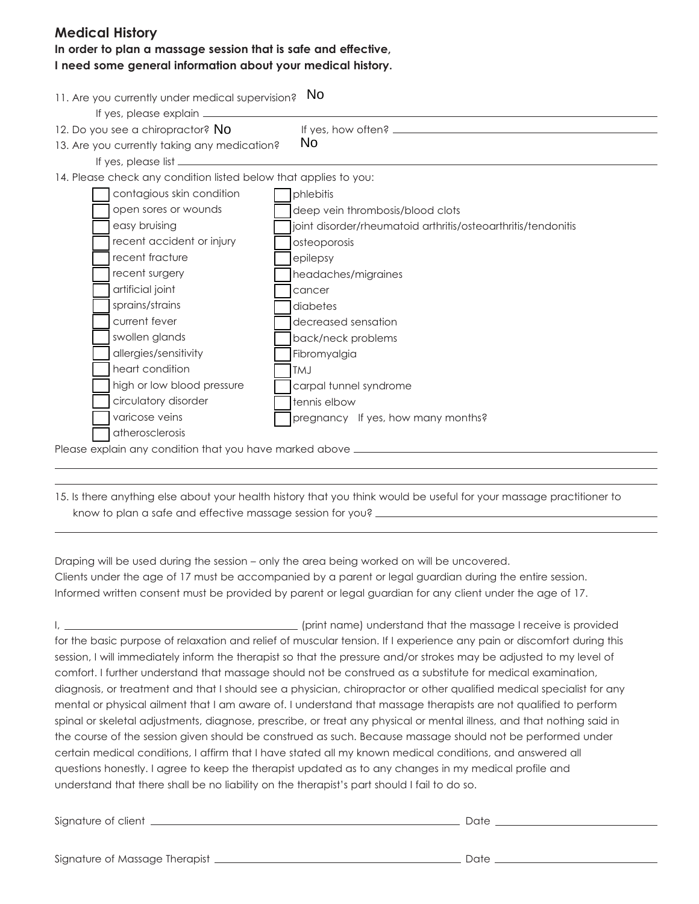## Medical History

**In order to plan a massage session that is safe and effective, I need some general information about your medical history.**

11. Are you currently under medical supervision? No
    If yes, please explain ____________________
12. Do you see a chiropractor? No    If yes, how often? ____________________
13. Are you currently taking any medication? No
    If yes, please list ____________________
14. Please check any condition listed below that applies to you:

- [ ] contagious skin condition
- [ ] open sores or wounds
- [ ] easy bruising
- [ ] recent accident or injury
- [ ] recent fracture
- [ ] recent surgery
- [ ] artificial joint
- [ ] sprains/strains
- [ ] current fever
- [ ] swollen glands
- [ ] allergies/sensitivity
- [ ] heart condition
- [ ] high or low blood pressure
- [ ] circulatory disorder
- [ ] varicose veins
- [ ] atherosclerosis
- [ ] phlebitis
- [ ] deep vein thrombosis/blood clots
- [ ] joint disorder/rheumatoid arthritis/osteoarthritis/tendonitis
- [ ] osteoporosis
- [ ] epilepsy
- [ ] headaches/migraines
- [ ] cancer
- [ ] diabetes
- [ ] decreased sensation
- [ ] back/neck problems
- [ ] Fibromyalgia
- [ ] TMJ
- [ ] carpal tunnel syndrome
- [ ] tennis elbow
- [ ] pregnancy   If yes, how many months?

Please explain any condition that you have marked above ____________________

15. Is there anything else about your health history that you think would be useful for your massage practitioner to know to plan a safe and effective massage session for you? ____________________

Draping will be used during the session – only the area being worked on will be uncovered.
Clients under the age of 17 must be accompanied by a parent or legal guardian during the entire session.
Informed written consent must be provided by parent or legal guardian for any client under the age of 17.

I, ____________________ (print name) understand that the massage I receive is provided for the basic purpose of relaxation and relief of muscular tension. If I experience any pain or discomfort during this session, I will immediately inform the therapist so that the pressure and/or strokes may be adjusted to my level of comfort. I further understand that massage should not be construed as a substitute for medical examination, diagnosis, or treatment and that I should see a physician, chiropractor or other qualified medical specialist for any mental or physical ailment that I am aware of. I understand that massage therapists are not qualified to perform spinal or skeletal adjustments, diagnose, prescribe, or treat any physical or mental illness, and that nothing said in the course of the session given should be construed as such. Because massage should not be performed under certain medical conditions, I affirm that I have stated all my known medical conditions, and answered all questions honestly. I agree to keep the therapist updated as to any changes in my medical profile and understand that there shall be no liability on the therapist's part should I fail to do so.

Signature of client ____________________ Date ____________________

Signature of Massage Therapist ____________________ Date ____________________